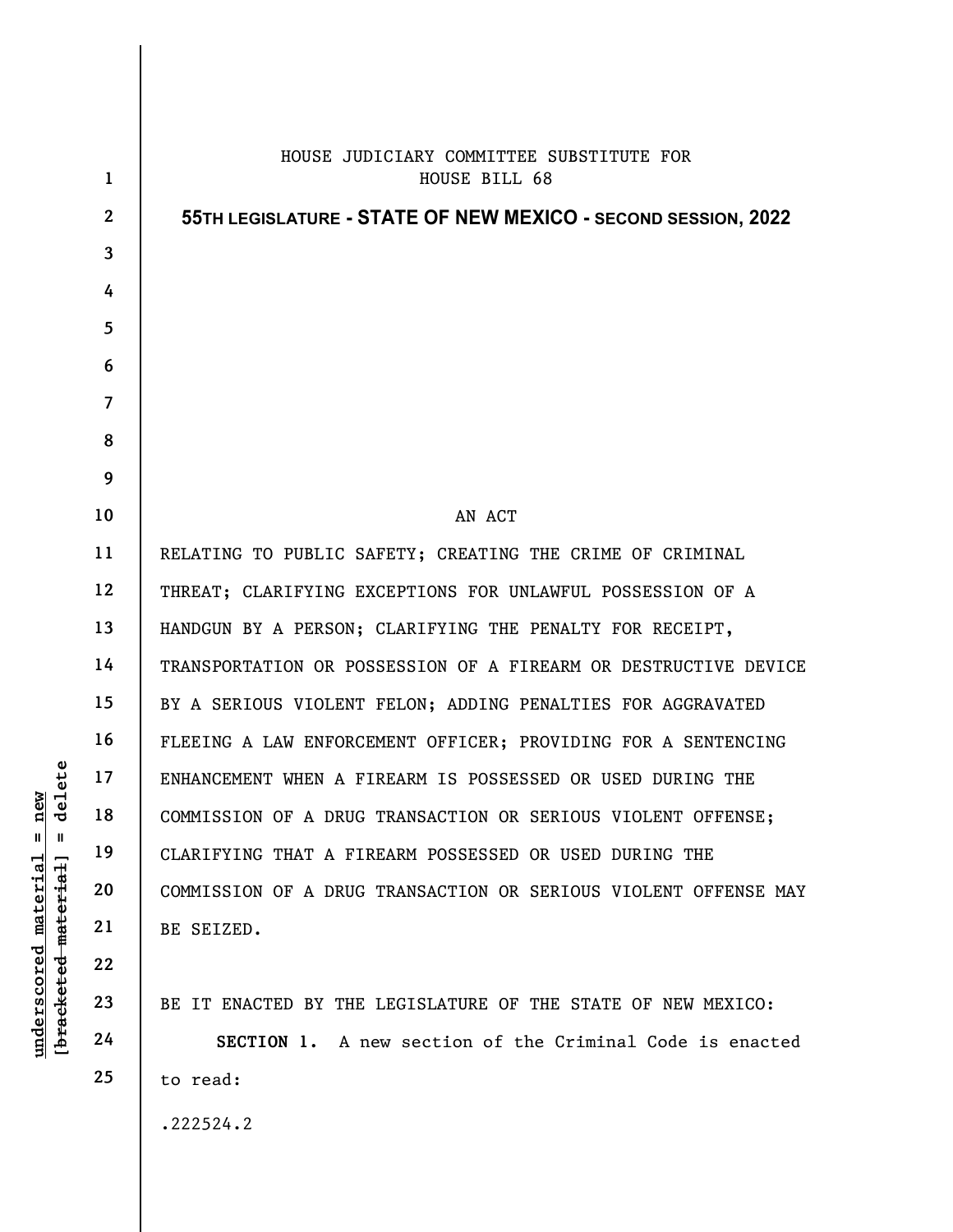HOUSE JUDICIARY COMMITTEE SUBSTITUTE FOR
HOUSE BILL 68

**55TH LEGISLATURE - STATE OF NEW MEXICO - SECOND SESSION, 2022**

AN ACT

RELATING TO PUBLIC SAFETY; CREATING THE CRIME OF CRIMINAL THREAT; CLARIFYING EXCEPTIONS FOR UNLAWFUL POSSESSION OF A HANDGUN BY A PERSON; CLARIFYING THE PENALTY FOR RECEIPT, TRANSPORTATION OR POSSESSION OF A FIREARM OR DESTRUCTIVE DEVICE BY A SERIOUS VIOLENT FELON; ADDING PENALTIES FOR AGGRAVATED FLEEING A LAW ENFORCEMENT OFFICER; PROVIDING FOR A SENTENCING ENHANCEMENT WHEN A FIREARM IS POSSESSED OR USED DURING THE COMMISSION OF A DRUG TRANSACTION OR SERIOUS VIOLENT OFFENSE; CLARIFYING THAT A FIREARM POSSESSED OR USED DURING THE COMMISSION OF A DRUG TRANSACTION OR SERIOUS VIOLENT OFFENSE MAY BE SEIZED.

BE IT ENACTED BY THE LEGISLATURE OF THE STATE OF NEW MEXICO:

**SECTION 1.** A new section of the Criminal Code is enacted to read:

.222524.2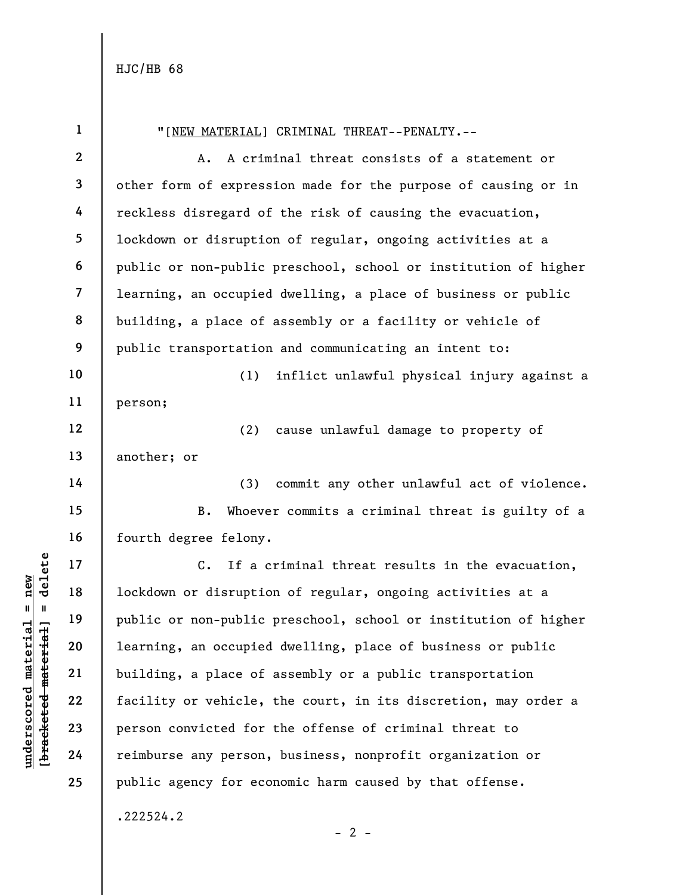"[NEW MATERIAL] CRIMINAL THREAT--PENALTY.--

A. A criminal threat consists of a statement or other form of expression made for the purpose of causing or in reckless disregard of the risk of causing the evacuation, lockdown or disruption of regular, ongoing activities at a public or non-public preschool, school or institution of higher learning, an occupied dwelling, a place of business or public building, a place of assembly or a facility or vehicle of public transportation and communicating an intent to:

(1) inflict unlawful physical injury against a person;

(2) cause unlawful damage to property of another; or

(3) commit any other unlawful act of violence.

B. Whoever commits a criminal threat is guilty of a fourth degree felony.

C. If a criminal threat results in the evacuation, lockdown or disruption of regular, ongoing activities at a public or non-public preschool, school or institution of higher learning, an occupied dwelling, place of business or public building, a place of assembly or a public transportation facility or vehicle, the court, in its discretion, may order a person convicted for the offense of criminal threat to reimburse any person, business, nonprofit organization or public agency for economic harm caused by that offense.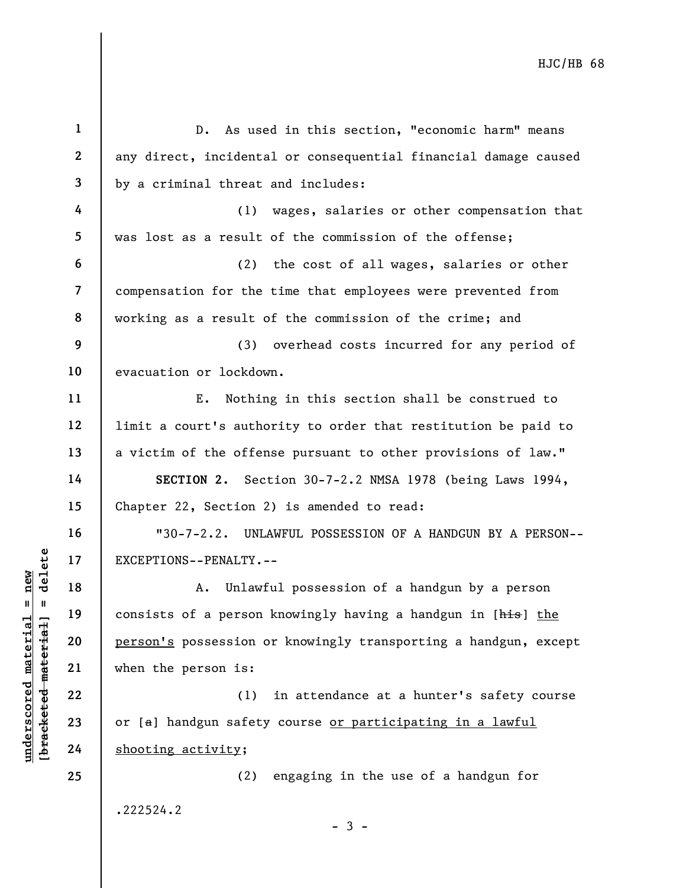D. As used in this section, "economic harm" means any direct, incidental or consequential financial damage caused by a criminal threat and includes:

(1) wages, salaries or other compensation that was lost as a result of the commission of the offense;

(2) the cost of all wages, salaries or other compensation for the time that employees were prevented from working as a result of the commission of the crime; and

(3) overhead costs incurred for any period of evacuation or lockdown.

E. Nothing in this section shall be construed to limit a court's authority to order that restitution be paid to a victim of the offense pursuant to other provisions of law."

**SECTION 2.** Section 30-7-2.2 NMSA 1978 (being Laws 1994, Chapter 22, Section 2) is amended to read:

"30-7-2.2. UNLAWFUL POSSESSION OF A HANDGUN BY A PERSON--EXCEPTIONS--PENALTY.--

A. Unlawful possession of a handgun by a person consists of a person knowingly having a handgun in [~~his~~] <u>the person's</u> possession or knowingly transporting a handgun, except when the person is:

(1) in attendance at a hunter's safety course or [~~a~~] handgun safety course <u>or participating in a lawful shooting activity</u>;

(2) engaging in the use of a handgun for

.222524.2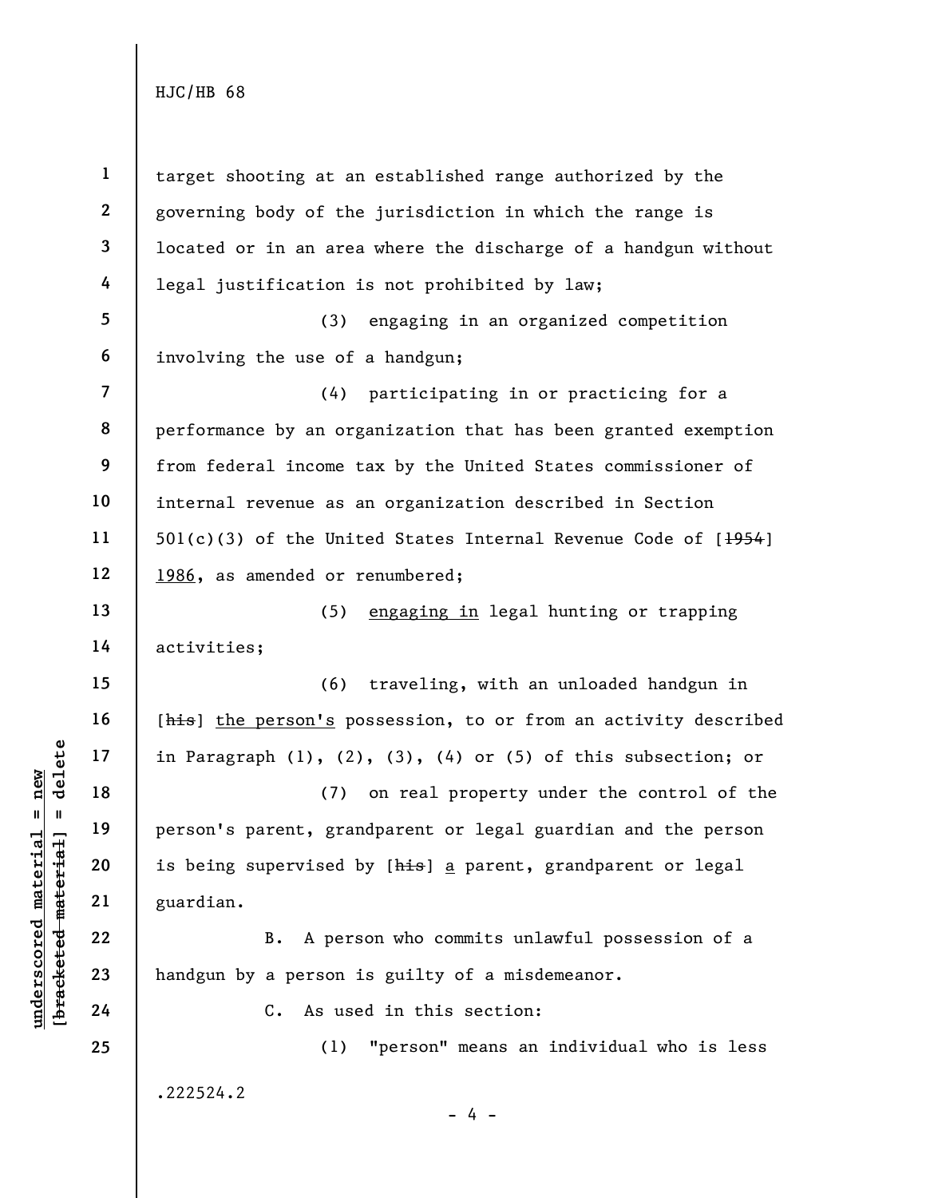target shooting at an established range authorized by the governing body of the jurisdiction in which the range is located or in an area where the discharge of a handgun without legal justification is not prohibited by law;

(3) engaging in an organized competition involving the use of a handgun;

(4) participating in or practicing for a performance by an organization that has been granted exemption from federal income tax by the United States commissioner of internal revenue as an organization described in Section 501(c)(3) of the United States Internal Revenue Code of [~~1954~~] <u>1986</u>, as amended or renumbered;

(5) <u>engaging in</u> legal hunting or trapping activities;

(6) traveling, with an unloaded handgun in [~~his~~] <u>the person's</u> possession, to or from an activity described in Paragraph (1), (2), (3), (4) or (5) of this subsection; or

(7) on real property under the control of the person's parent, grandparent or legal guardian and the person is being supervised by [~~his~~] <u>a</u> parent, grandparent or legal guardian.

B. A person who commits unlawful possession of a handgun by a person is guilty of a misdemeanor.

C. As used in this section:

(1) "person" means an individual who is less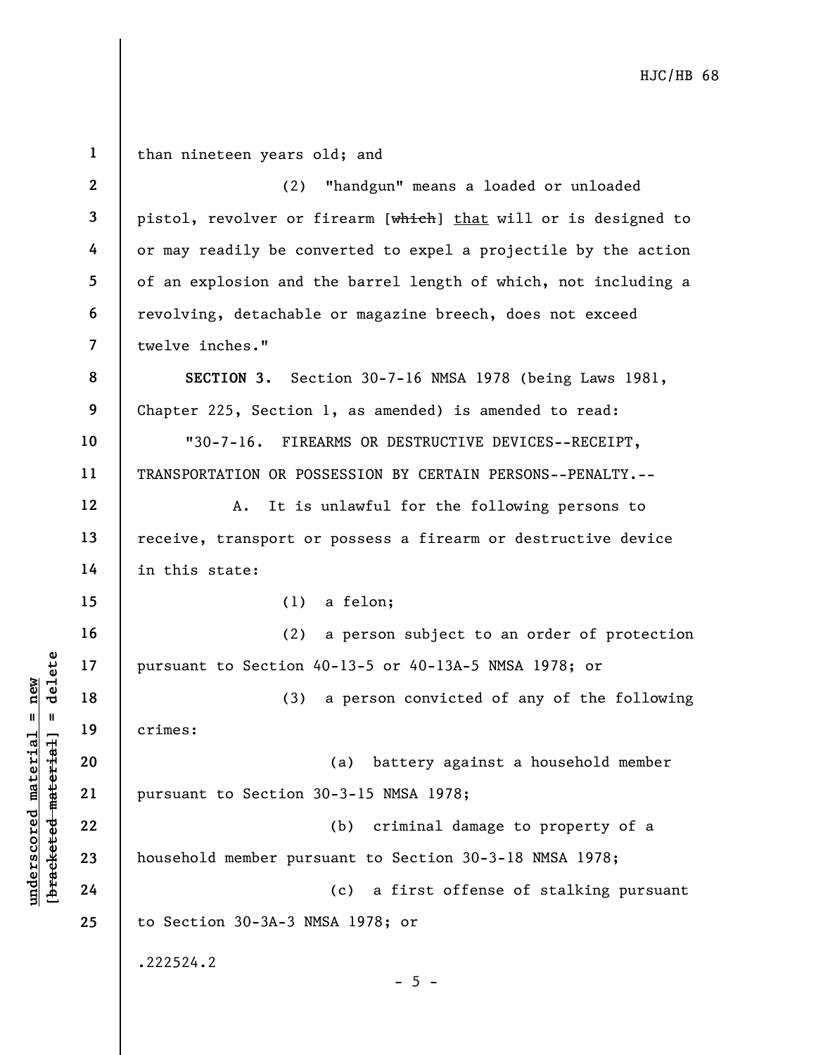than nineteen years old; and

(2) "handgun" means a loaded or unloaded pistol, revolver or firearm [~~which~~] <u>that</u> will or is designed to or may readily be converted to expel a projectile by the action of an explosion and the barrel length of which, not including a revolving, detachable or magazine breech, does not exceed twelve inches."

**SECTION 3.** Section 30-7-16 NMSA 1978 (being Laws 1981, Chapter 225, Section 1, as amended) is amended to read:

"30-7-16. FIREARMS OR DESTRUCTIVE DEVICES--RECEIPT, TRANSPORTATION OR POSSESSION BY CERTAIN PERSONS--PENALTY.--

A. It is unlawful for the following persons to receive, transport or possess a firearm or destructive device in this state:

(1) a felon;

(2) a person subject to an order of protection pursuant to Section 40-13-5 or 40-13A-5 NMSA 1978; or

(3) a person convicted of any of the following crimes:

(a) battery against a household member pursuant to Section 30-3-15 NMSA 1978;

(b) criminal damage to property of a household member pursuant to Section 30-3-18 NMSA 1978;

(c) a first offense of stalking pursuant to Section 30-3A-3 NMSA 1978; or

.222524.2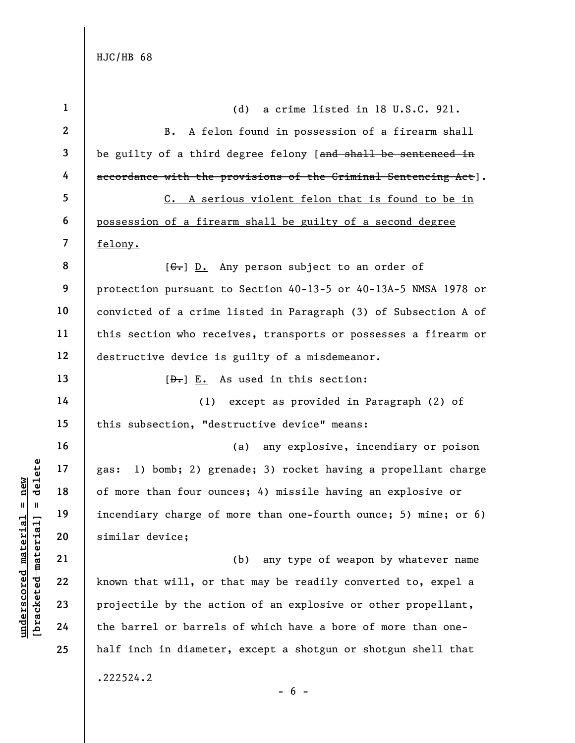(d) a crime listed in 18 U.S.C. 921.

B. A felon found in possession of a firearm shall be guilty of a third degree felony [~~and shall be sentenced in accordance with the provisions of the Criminal Sentencing Act~~].

<u>C. A serious violent felon that is found to be in possession of a firearm shall be guilty of a second degree felony.</u>

[~~C.~~] <u>D.</u> Any person subject to an order of protection pursuant to Section 40-13-5 or 40-13A-5 NMSA 1978 or convicted of a crime listed in Paragraph (3) of Subsection A of this section who receives, transports or possesses a firearm or destructive device is guilty of a misdemeanor.

[~~D.~~] <u>E.</u> As used in this section:

(1) except as provided in Paragraph (2) of this subsection, "destructive device" means:

(a) any explosive, incendiary or poison gas: 1) bomb; 2) grenade; 3) rocket having a propellant charge of more than four ounces; 4) missile having an explosive or incendiary charge of more than one-fourth ounce; 5) mine; or 6) similar device;

(b) any type of weapon by whatever name known that will, or that may be readily converted to, expel a projectile by the action of an explosive or other propellant, the barrel or barrels of which have a bore of more than one-half inch in diameter, except a shotgun or shotgun shell that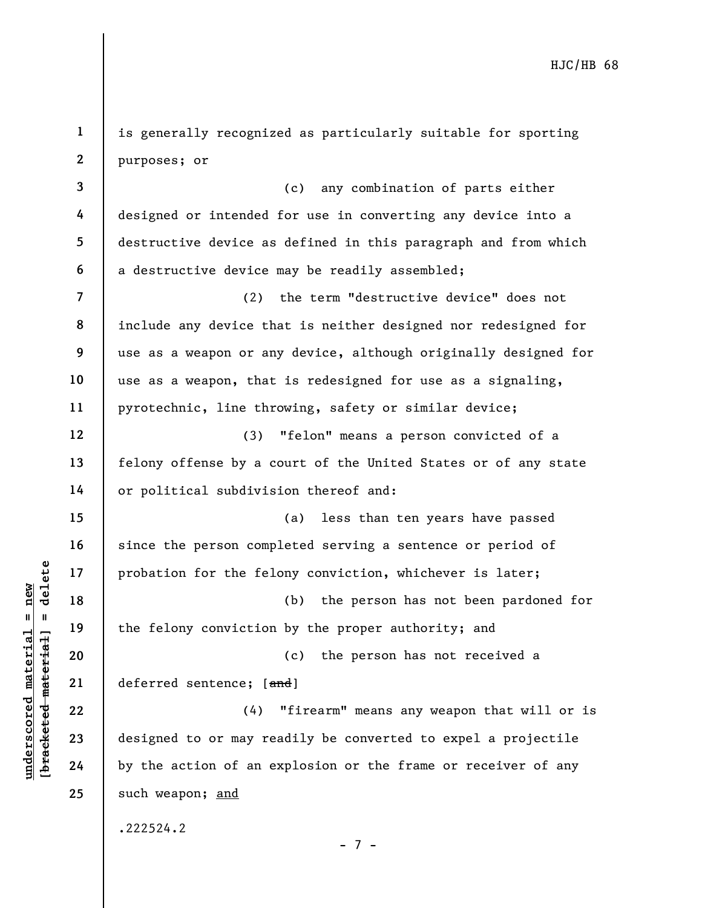is generally recognized as particularly suitable for sporting purposes; or

(c) any combination of parts either designed or intended for use in converting any device into a destructive device as defined in this paragraph and from which a destructive device may be readily assembled;

(2) the term "destructive device" does not include any device that is neither designed nor redesigned for use as a weapon or any device, although originally designed for use as a weapon, that is redesigned for use as a signaling, pyrotechnic, line throwing, safety or similar device;

(3) "felon" means a person convicted of a felony offense by a court of the United States or of any state or political subdivision thereof and:

(a) less than ten years have passed since the person completed serving a sentence or period of probation for the felony conviction, whichever is later;

(b) the person has not been pardoned for the felony conviction by the proper authority; and

(c) the person has not received a deferred sentence; [~~and~~]

(4) "firearm" means any weapon that will or is designed to or may readily be converted to expel a projectile by the action of an explosion or the frame or receiver of any such weapon; <u>and</u>

.222524.2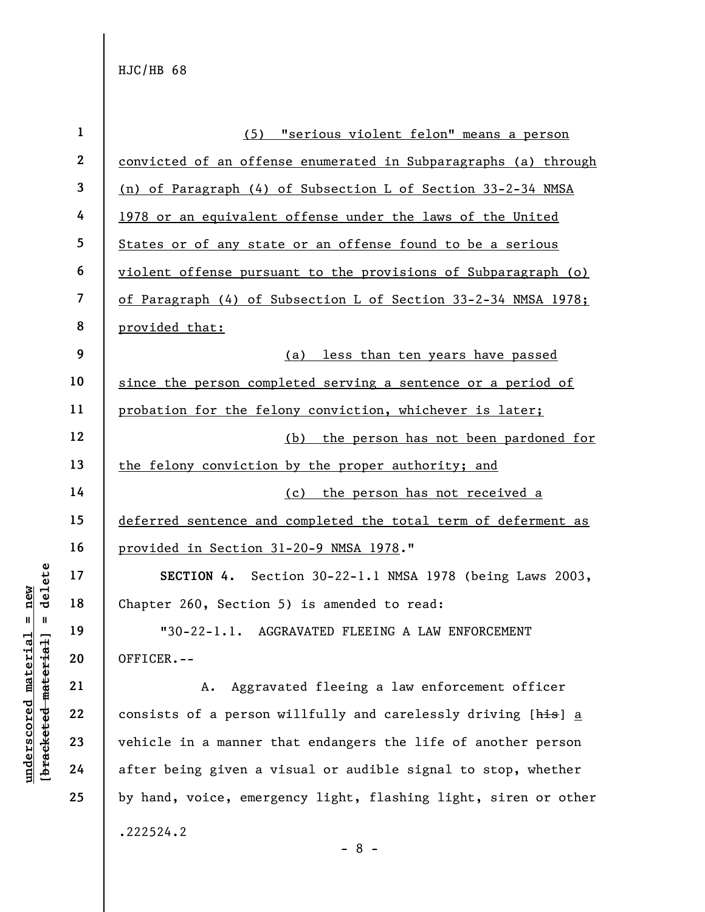(5) "serious violent felon" means a person convicted of an offense enumerated in Subparagraphs (a) through (n) of Paragraph (4) of Subsection L of Section 33-2-34 NMSA 1978 or an equivalent offense under the laws of the United States or of any state or an offense found to be a serious violent offense pursuant to the provisions of Subparagraph (o) of Paragraph (4) of Subsection L of Section 33-2-34 NMSA 1978; provided that:

(a) less than ten years have passed since the person completed serving a sentence or a period of probation for the felony conviction, whichever is later;

(b) the person has not been pardoned for the felony conviction by the proper authority; and

(c) the person has not received a deferred sentence and completed the total term of deferment as provided in Section 31-20-9 NMSA 1978."

**SECTION 4.** Section 30-22-1.1 NMSA 1978 (being Laws 2003, Chapter 260, Section 5) is amended to read:

"30-22-1.1. AGGRAVATED FLEEING A LAW ENFORCEMENT OFFICER.--

A. Aggravated fleeing a law enforcement officer consists of a person willfully and carelessly driving [~~his~~] a vehicle in a manner that endangers the life of another person after being given a visual or audible signal to stop, whether by hand, voice, emergency light, flashing light, siren or other

.222524.2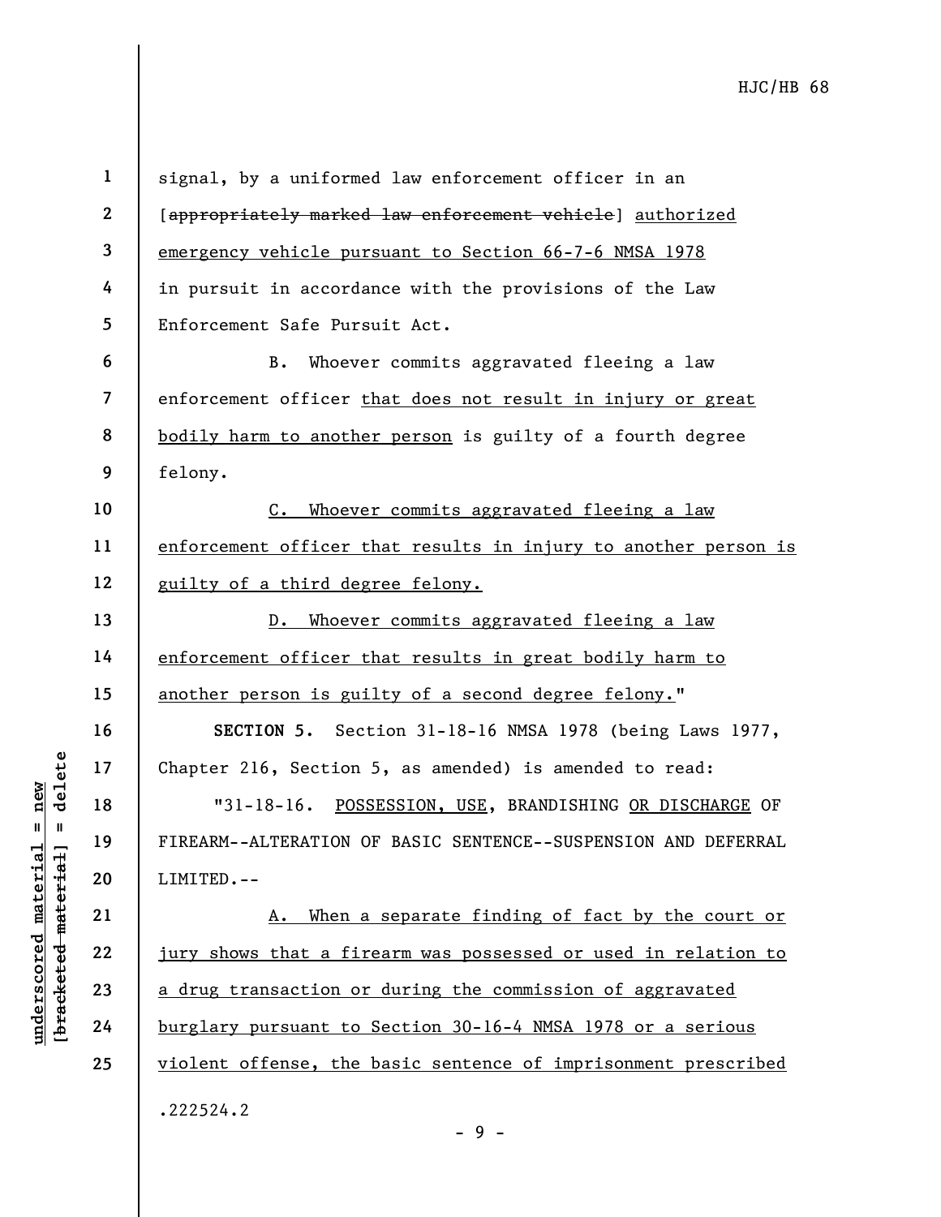signal, by a uniformed law enforcement officer in an [~~appropriately marked law enforcement vehicle~~] <u>authorized emergency vehicle pursuant to Section 66-7-6 NMSA 1978</u> in pursuit in accordance with the provisions of the Law Enforcement Safe Pursuit Act.

B. Whoever commits aggravated fleeing a law enforcement officer <u>that does not result in injury or great bodily harm to another person</u> is guilty of a fourth degree felony.

<u>C. Whoever commits aggravated fleeing a law enforcement officer that results in injury to another person is guilty of a third degree felony.</u>

<u>D. Whoever commits aggravated fleeing a law enforcement officer that results in great bodily harm to another person is guilty of a second degree felony.</u>"

**SECTION 5.** Section 31-18-16 NMSA 1978 (being Laws 1977, Chapter 216, Section 5, as amended) is amended to read:

"31-18-16. <u>POSSESSION, USE</u>, BRANDISHING <u>OR DISCHARGE</u> OF FIREARM--ALTERATION OF BASIC SENTENCE--SUSPENSION AND DEFERRAL LIMITED.--

<u>A. When a separate finding of fact by the court or jury shows that a firearm was possessed or used in relation to a drug transaction or during the commission of aggravated burglary pursuant to Section 30-16-4 NMSA 1978 or a serious violent offense, the basic sentence of imprisonment prescribed</u>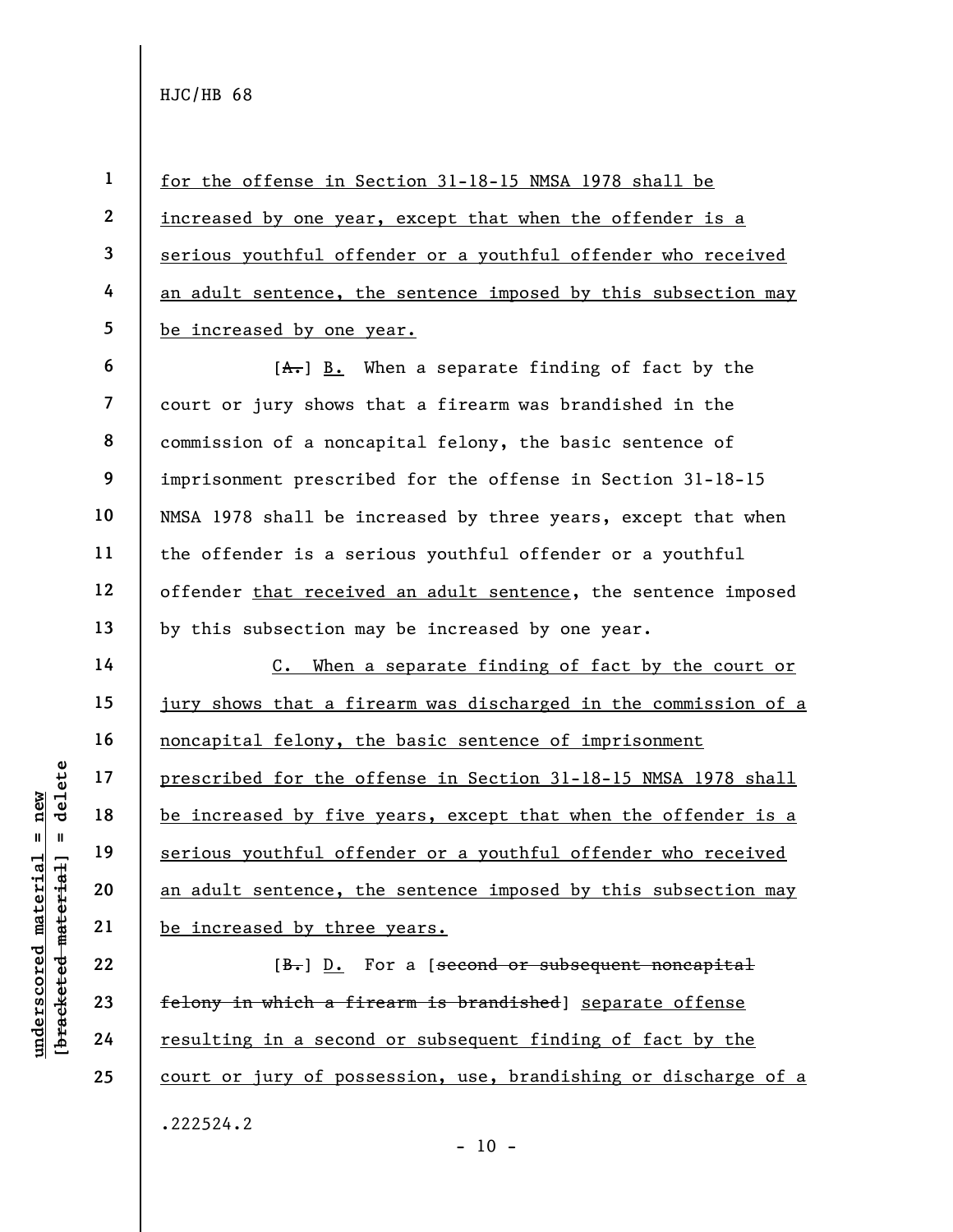for the offense in Section 31-18-15 NMSA 1978 shall be increased by one year, except that when the offender is a serious youthful offender or a youthful offender who received an adult sentence, the sentence imposed by this subsection may be increased by one year.

[A.] B. When a separate finding of fact by the court or jury shows that a firearm was brandished in the commission of a noncapital felony, the basic sentence of imprisonment prescribed for the offense in Section 31-18-15 NMSA 1978 shall be increased by three years, except that when the offender is a serious youthful offender or a youthful offender that received an adult sentence, the sentence imposed by this subsection may be increased by one year.

C. When a separate finding of fact by the court or jury shows that a firearm was discharged in the commission of a noncapital felony, the basic sentence of imprisonment prescribed for the offense in Section 31-18-15 NMSA 1978 shall be increased by five years, except that when the offender is a serious youthful offender or a youthful offender who received an adult sentence, the sentence imposed by this subsection may be increased by three years.

[B.] D. For a [~~second or subsequent noncapital felony in which a firearm is brandished~~] separate offense resulting in a second or subsequent finding of fact by the court or jury of possession, use, brandishing or discharge of a

.222524.2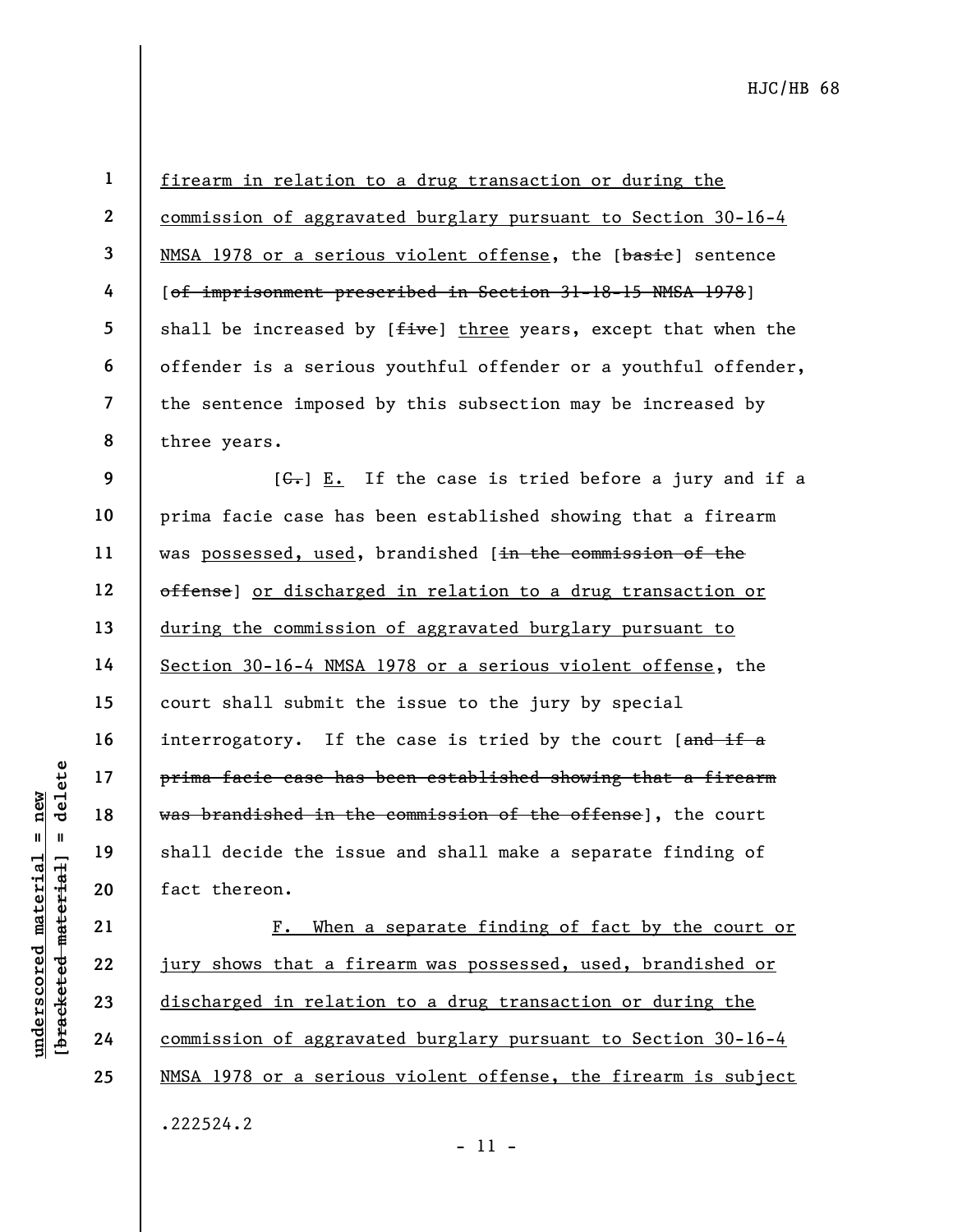firearm in relation to a drug transaction or during the commission of aggravated burglary pursuant to Section 30-16-4 NMSA 1978 or a serious violent offense, the [~~basic~~] sentence [~~of imprisonment prescribed in Section 31-18-15 NMSA 1978~~] shall be increased by [~~five~~] three years, except that when the offender is a serious youthful offender or a youthful offender, the sentence imposed by this subsection may be increased by three years.

[~~C.~~] E. If the case is tried before a jury and if a prima facie case has been established showing that a firearm was possessed, used, brandished [~~in the commission of the offense~~] or discharged in relation to a drug transaction or during the commission of aggravated burglary pursuant to Section 30-16-4 NMSA 1978 or a serious violent offense, the court shall submit the issue to the jury by special interrogatory. If the case is tried by the court [~~and if a prima facie case has been established showing that a firearm was brandished in the commission of the offense~~], the court shall decide the issue and shall make a separate finding of fact thereon.

F. When a separate finding of fact by the court or jury shows that a firearm was possessed, used, brandished or discharged in relation to a drug transaction or during the commission of aggravated burglary pursuant to Section 30-16-4 NMSA 1978 or a serious violent offense, the firearm is subject

.222524.2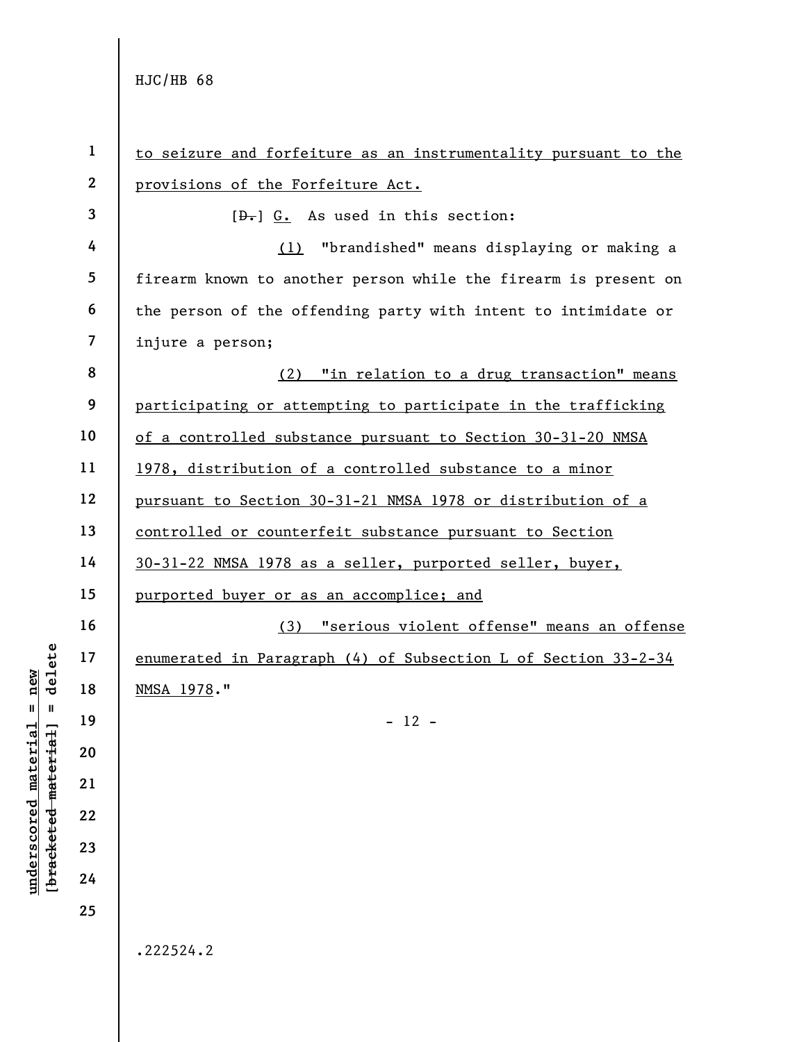to seizure and forfeiture as an instrumentality pursuant to the provisions of the Forfeiture Act.

[~~D.~~] G. As used in this section:

(1) "brandished" means displaying or making a firearm known to another person while the firearm is present on the person of the offending party with intent to intimidate or injure a person;

(2) "in relation to a drug transaction" means participating or attempting to participate in the trafficking of a controlled substance pursuant to Section 30-31-20 NMSA 1978, distribution of a controlled substance to a minor pursuant to Section 30-31-21 NMSA 1978 or distribution of a controlled or counterfeit substance pursuant to Section 30-31-22 NMSA 1978 as a seller, purported seller, buyer, purported buyer or as an accomplice; and

(3) "serious violent offense" means an offense enumerated in Paragraph (4) of Subsection L of Section 33-2-34 NMSA 1978."